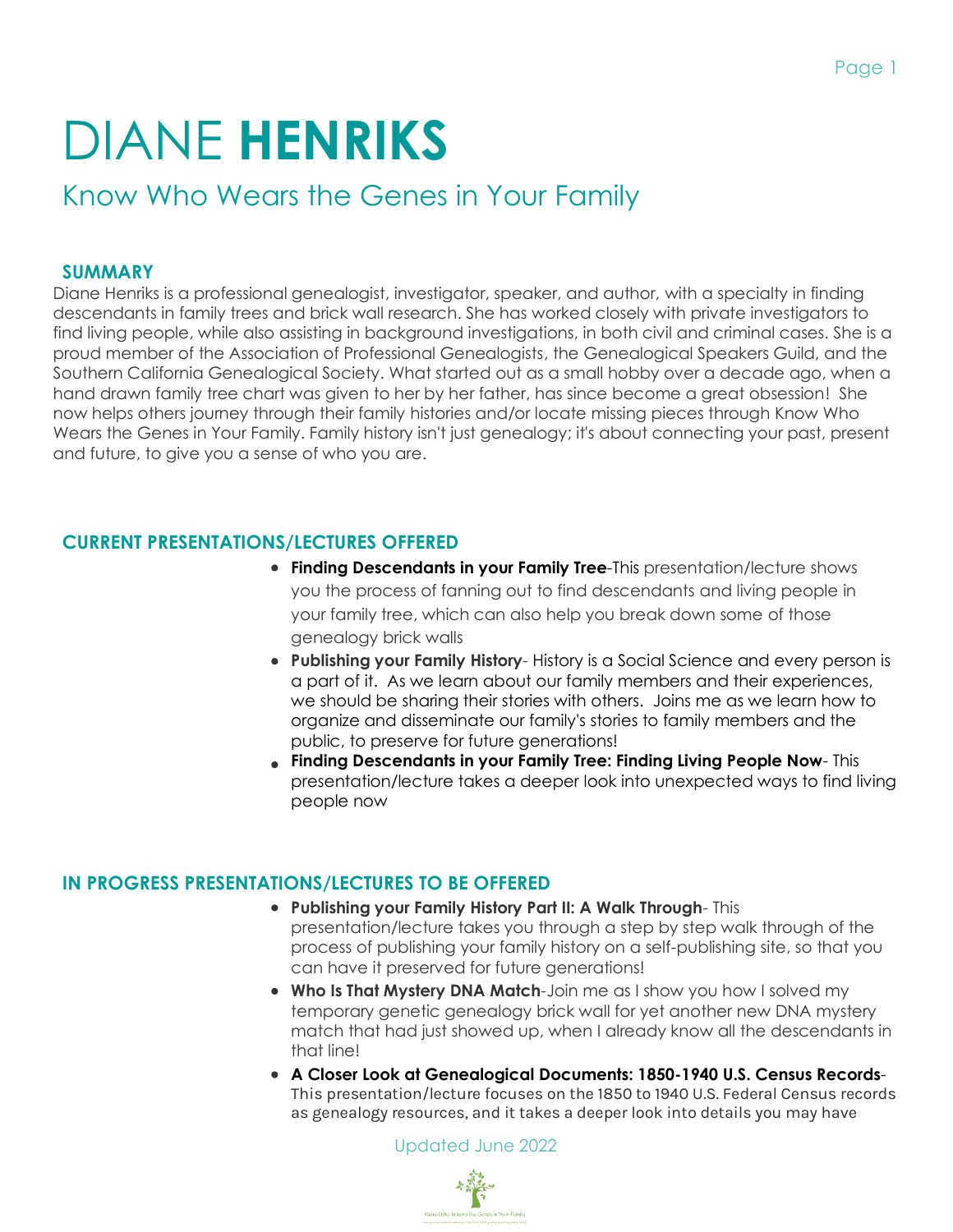# DIANE **HENRIKS**

## Know Who Wears the Genes in Your Family

### SUMMARY

Diane Henriks is a professional genealogist, investigator, speaker, and author, with a specialty in finding descendants in family trees and brick wall research. She has worked closely with private investigators to find living people, while also assisting in background investigations, in both civil and criminal cases. She is a proud member of the Association of Professional Genealogists, the Genealogical Speakers Guild, and the Southern California Genealogical Society. What started out as a small hobby over a decade ago, when a hand drawn family tree chart was given to her by her father, has since become a great obsession! She now helps others journey through their family histories and/or locate missing pieces through Know Who Wears the Genes in Your Family. Family history isn't just genealogy; it's about connecting your past, present and future, to give you a sense of who you are.

### CURRENT PRESENTATIONS/LECTURES OFFERED

- **Finding Descendants in your Family Tree**-This presentation/lecture shows you the process of fanning out to find descendants and living people in your family tree, which can also help you break down some of those genealogy brick walls
- **Publishing your Family History**- History is a Social Science and every person is a part of it. As we learn about our family members and their experiences, we should be sharing their stories with others. Joins me as we learn how to organize and disseminate our family's stories to family members and the public, to preserve for future generations!
- **Finding Descendants in your Family Tree: Finding Living People Now**- This presentation/lecture takes a deeper look into unexpected ways to find living people now

### IN PROGRESS PRESENTATIONS/LECTURES TO BE OFFERED

- **Publishing your Family History Part II: A Walk Through**- This presentation/lecture takes you through a step by step walk through of the process of publishing your family history on a self-publishing site, so that you can have it preserved for future generations!
- **Who Is That Mystery DNA Match**-Join me as I show you how I solved my temporary genetic genealogy brick wall for yet another new DNA mystery match that had just showed up, when I already know all the descendants in that line!
- **A Closer Look at Genealogical Documents: 1850-1940 U.S. Census Records**- This presentation/lecture focuses on the 1850 to 1940 U.S. Federal Census records as genealogy resources, and it takes a deeper look into details you may have

Updated June 2022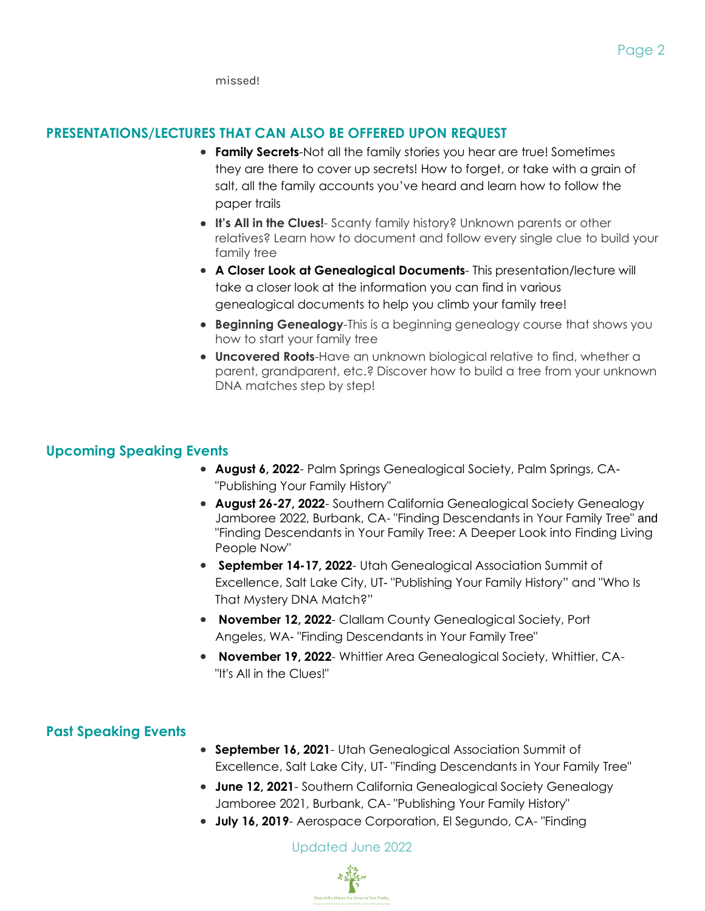missed!

## PRESENTATIONS/LECTURES THAT CAN ALSO BE OFFERED UPON REQUEST

- **Family Secrets**-Not all the family stories you hear are true! Sometimes they are there to cover up secrets! How to forget, or take with a grain of salt, all the family accounts you've heard and learn how to follow the paper trails
- **It's All in the Clues!**- Scanty family history? Unknown parents or other relatives? Learn how to document and follow every single clue to build your family tree
- **A Closer Look at Genealogical Documents**- This presentation/lecture will take a closer look at the information you can find in various genealogical documents to help you climb your family tree!
- **Beginning Genealogy**-This is a beginning genealogy course that shows you how to start your family tree
- **Uncovered Roots**-Have an unknown biological relative to find, whether a parent, grandparent, etc.? Discover how to build a tree from your unknown DNA matches step by step!

## Upcoming Speaking Events

- **August 6, 2022**- Palm Springs Genealogical Society, Palm Springs, CA- "Publishing Your Family History"
- **August 26-27, 2022**- Southern California Genealogical Society Genealogy Jamboree 2022, Burbank, CA- "Finding Descendants in Your Family Tree" and "Finding Descendants in Your Family Tree: A Deeper Look into Finding Living People Now"
- **September 14-17, 2022**- Utah Genealogical Association Summit of Excellence, Salt Lake City, UT- "Publishing Your Family History" and "Who Is That Mystery DNA Match?"
- **November 12, 2022**- Clallam County Genealogical Society, Port Angeles, WA- "Finding Descendants in Your Family Tree"
- **November 19, 2022**- Whittier Area Genealogical Society, Whittier, CA- "It's All in the Clues!"

## Past Speaking Events

- **September 16, 2021**- Utah Genealogical Association Summit of Excellence, Salt Lake City, UT- "Finding Descendants in Your Family Tree"
- **June 12, 2021**- Southern California Genealogical Society Genealogy Jamboree 2021, Burbank, CA- "Publishing Your Family History"
- **July 16, 2019**- Aerospace Corporation, El Segundo, CA- "Finding

Updated June 2022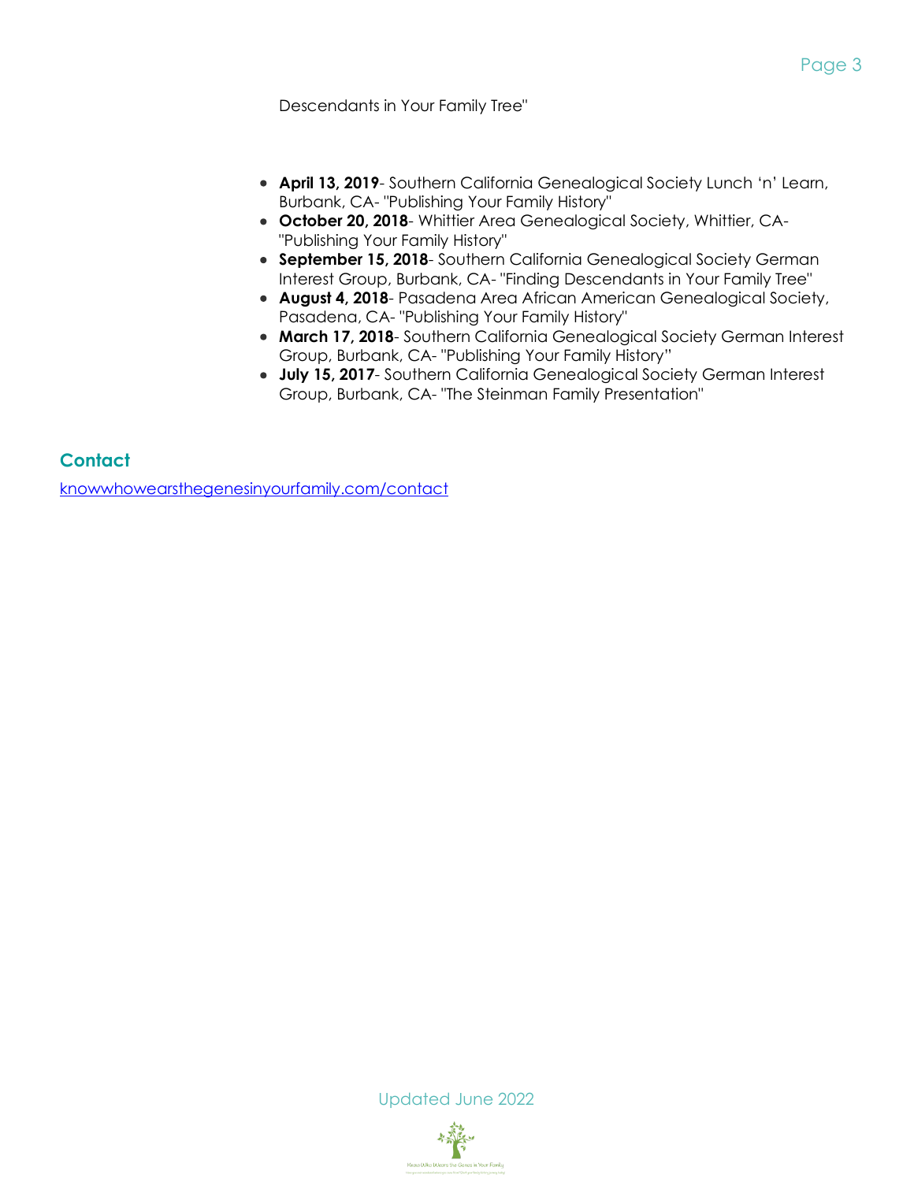Descendants in Your Family Tree"

- **April 13, 2019**- Southern California Genealogical Society Lunch 'n' Learn, Burbank, CA- "Publishing Your Family History"
- **October 20, 2018**- Whittier Area Genealogical Society, Whittier, CA- "Publishing Your Family History"
- **September 15, 2018**- Southern California Genealogical Society German Interest Group, Burbank, CA- "Finding Descendants in Your Family Tree"
- **August 4, 2018**- Pasadena Area African American Genealogical Society, Pasadena, CA- "Publishing Your Family History"
- **March 17, 2018**- Southern California Genealogical Society German Interest Group, Burbank, CA- "Publishing Your Family History"
- **July 15, 2017**- Southern California Genealogical Society German Interest Group, Burbank, CA- "The Steinman Family Presentation"

## Contact

knowwhowearsthegenesinyourfamily.com/contact

Updated June 2022